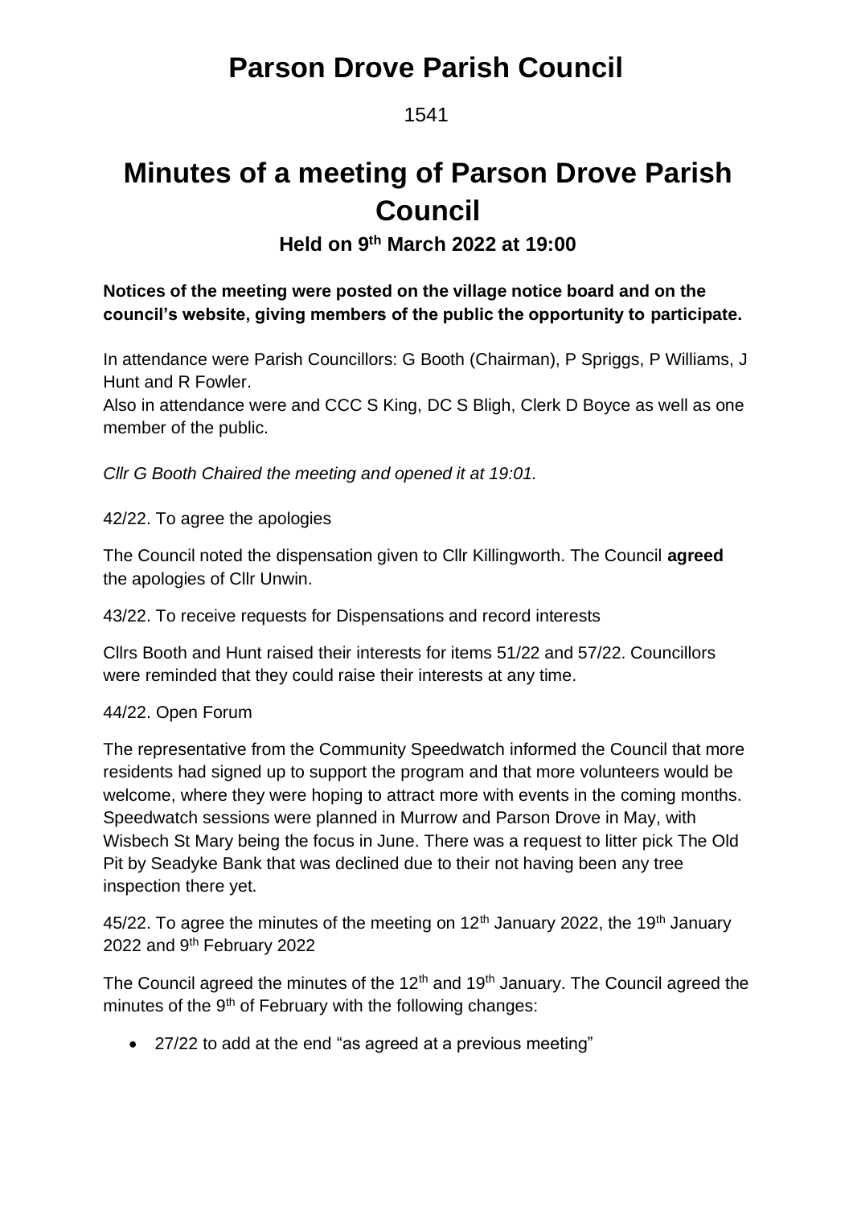# Parson Drove Parish Council

1541

# Minutes of a meeting of Parson Drove Parish Council

### Held on 9th March 2022 at 19:00

**Notices of the meeting were posted on the village notice board and on the council's website, giving members of the public the opportunity to participate.**

In attendance were Parish Councillors: G Booth (Chairman), P Spriggs, P Williams, J Hunt and R Fowler.
Also in attendance were and CCC S King, DC S Bligh, Clerk D Boyce as well as one member of the public.

*Cllr G Booth Chaired the meeting and opened it at 19:01.*

42/22. To agree the apologies

The Council noted the dispensation given to Cllr Killingworth. The Council **agreed** the apologies of Cllr Unwin.

43/22. To receive requests for Dispensations and record interests

Cllrs Booth and Hunt raised their interests for items 51/22 and 57/22. Councillors were reminded that they could raise their interests at any time.

44/22. Open Forum

The representative from the Community Speedwatch informed the Council that more residents had signed up to support the program and that more volunteers would be welcome, where they were hoping to attract more with events in the coming months. Speedwatch sessions were planned in Murrow and Parson Drove in May, with Wisbech St Mary being the focus in June. There was a request to litter pick The Old Pit by Seadyke Bank that was declined due to their not having been any tree inspection there yet.

45/22. To agree the minutes of the meeting on 12th January 2022, the 19th January 2022 and 9th February 2022

The Council agreed the minutes of the 12th and 19th January. The Council agreed the minutes of the 9th of February with the following changes:

- 27/22 to add at the end "as agreed at a previous meeting"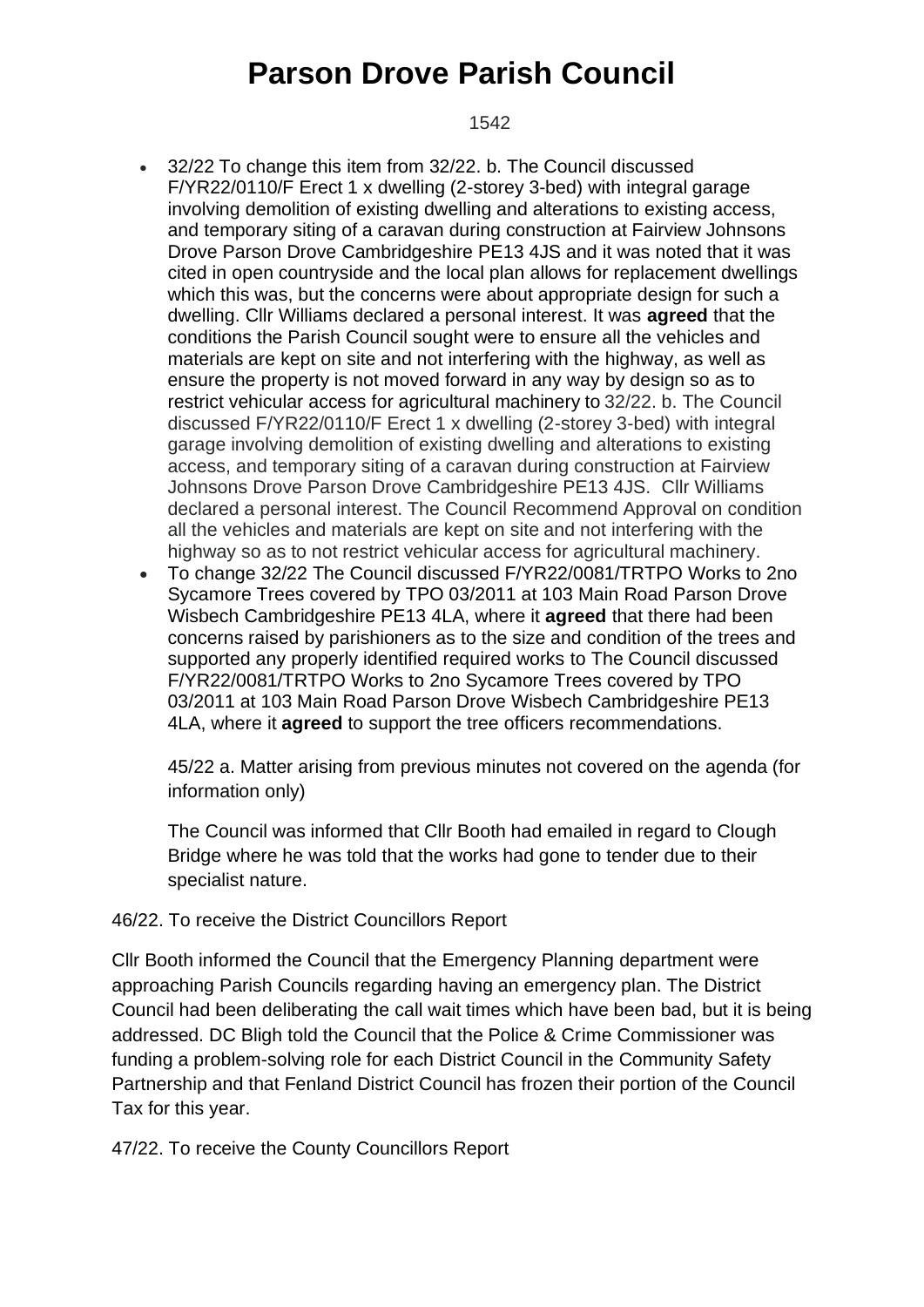# Parson Drove Parish Council

- 32/22 To change this item from 32/22. b. The Council discussed F/YR22/0110/F Erect 1 x dwelling (2-storey 3-bed) with integral garage involving demolition of existing dwelling and alterations to existing access, and temporary siting of a caravan during construction at Fairview Johnsons Drove Parson Drove Cambridgeshire PE13 4JS and it was noted that it was cited in open countryside and the local plan allows for replacement dwellings which this was, but the concerns were about appropriate design for such a dwelling. Cllr Williams declared a personal interest. It was **agreed** that the conditions the Parish Council sought were to ensure all the vehicles and materials are kept on site and not interfering with the highway, as well as ensure the property is not moved forward in any way by design so as to restrict vehicular access for agricultural machinery to 32/22. b. The Council discussed F/YR22/0110/F Erect 1 x dwelling (2-storey 3-bed) with integral garage involving demolition of existing dwelling and alterations to existing access, and temporary siting of a caravan during construction at Fairview Johnsons Drove Parson Drove Cambridgeshire PE13 4JS. Cllr Williams declared a personal interest. The Council Recommend Approval on condition all the vehicles and materials are kept on site and not interfering with the highway so as to not restrict vehicular access for agricultural machinery.
- To change 32/22 The Council discussed F/YR22/0081/TRTPO Works to 2no Sycamore Trees covered by TPO 03/2011 at 103 Main Road Parson Drove Wisbech Cambridgeshire PE13 4LA, where it **agreed** that there had been concerns raised by parishioners as to the size and condition of the trees and supported any properly identified required works to The Council discussed F/YR22/0081/TRTPO Works to 2no Sycamore Trees covered by TPO 03/2011 at 103 Main Road Parson Drove Wisbech Cambridgeshire PE13 4LA, where it **agreed** to support the tree officers recommendations.

  45/22 a. Matter arising from previous minutes not covered on the agenda (for information only)

  The Council was informed that Cllr Booth had emailed in regard to Clough Bridge where he was told that the works had gone to tender due to their specialist nature.

46/22. To receive the District Councillors Report

Cllr Booth informed the Council that the Emergency Planning department were approaching Parish Councils regarding having an emergency plan. The District Council had been deliberating the call wait times which have been bad, but it is being addressed. DC Bligh told the Council that the Police & Crime Commissioner was funding a problem-solving role for each District Council in the Community Safety Partnership and that Fenland District Council has frozen their portion of the Council Tax for this year.

47/22. To receive the County Councillors Report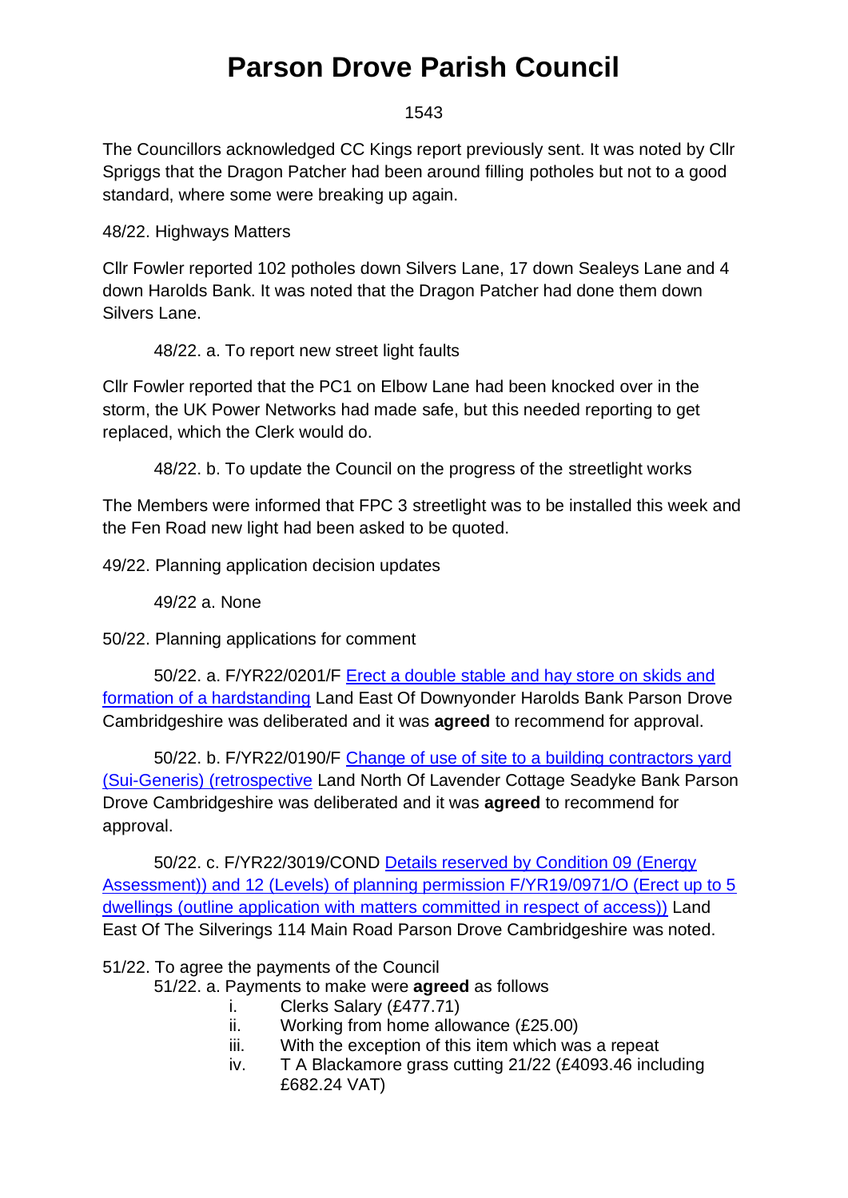The Councillors acknowledged CC Kings report previously sent. It was noted by Cllr Spriggs that the Dragon Patcher had been around filling potholes but not to a good standard, where some were breaking up again.

48/22. Highways Matters

Cllr Fowler reported 102 potholes down Silvers Lane, 17 down Sealeys Lane and 4 down Harolds Bank. It was noted that the Dragon Patcher had done them down Silvers Lane.

48/22. a. To report new street light faults

Cllr Fowler reported that the PC1 on Elbow Lane had been knocked over in the storm, the UK Power Networks had made safe, but this needed reporting to get replaced, which the Clerk would do.

48/22. b. To update the Council on the progress of the streetlight works

The Members were informed that FPC 3 streetlight was to be installed this week and the Fen Road new light had been asked to be quoted.

49/22. Planning application decision updates

49/22 a. None

50/22. Planning applications for comment

50/22. a. F/YR22/0201/F Erect a double stable and hay store on skids and formation of a hardstanding Land East Of Downyonder Harolds Bank Parson Drove Cambridgeshire was deliberated and it was **agreed** to recommend for approval.

50/22. b. F/YR22/0190/F Change of use of site to a building contractors yard (Sui-Generis) (retrospective Land North Of Lavender Cottage Seadyke Bank Parson Drove Cambridgeshire was deliberated and it was **agreed** to recommend for approval.

50/22. c. F/YR22/3019/COND Details reserved by Condition 09 (Energy Assessment)) and 12 (Levels) of planning permission F/YR19/0971/O (Erect up to 5 dwellings (outline application with matters committed in respect of access)) Land East Of The Silverings 114 Main Road Parson Drove Cambridgeshire was noted.

51/22. To agree the payments of the Council

51/22. a. Payments to make were **agreed** as follows

i. Clerks Salary (£477.71)
ii. Working from home allowance (£25.00)
iii. With the exception of this item which was a repeat
iv. T A Blackamore grass cutting 21/22 (£4093.46 including £682.24 VAT)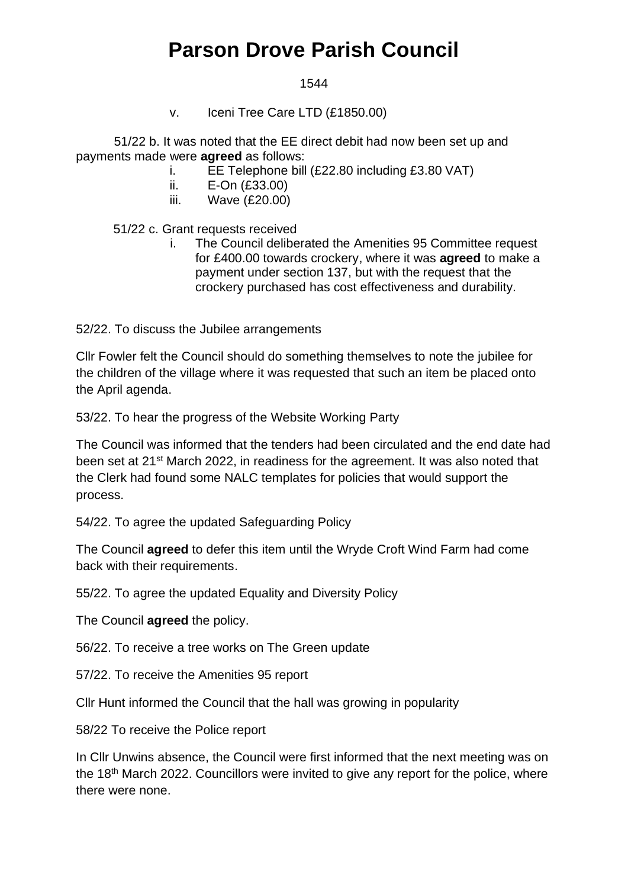# Parson Drove Parish Council

v. Iceni Tree Care LTD (£1850.00)

51/22 b. It was noted that the EE direct debit had now been set up and payments made were **agreed** as follows:

i. EE Telephone bill (£22.80 including £3.80 VAT)
ii. E-On (£33.00)
iii. Wave (£20.00)

51/22 c. Grant requests received

i. The Council deliberated the Amenities 95 Committee request for £400.00 towards crockery, where it was **agreed** to make a payment under section 137, but with the request that the crockery purchased has cost effectiveness and durability.

52/22. To discuss the Jubilee arrangements

Cllr Fowler felt the Council should do something themselves to note the jubilee for the children of the village where it was requested that such an item be placed onto the April agenda.

53/22. To hear the progress of the Website Working Party

The Council was informed that the tenders had been circulated and the end date had been set at 21st March 2022, in readiness for the agreement. It was also noted that the Clerk had found some NALC templates for policies that would support the process.

54/22. To agree the updated Safeguarding Policy

The Council **agreed** to defer this item until the Wryde Croft Wind Farm had come back with their requirements.

55/22. To agree the updated Equality and Diversity Policy

The Council **agreed** the policy.

56/22. To receive a tree works on The Green update

57/22. To receive the Amenities 95 report

Cllr Hunt informed the Council that the hall was growing in popularity

58/22 To receive the Police report

In Cllr Unwins absence, the Council were first informed that the next meeting was on the 18th March 2022. Councillors were invited to give any report for the police, where there were none.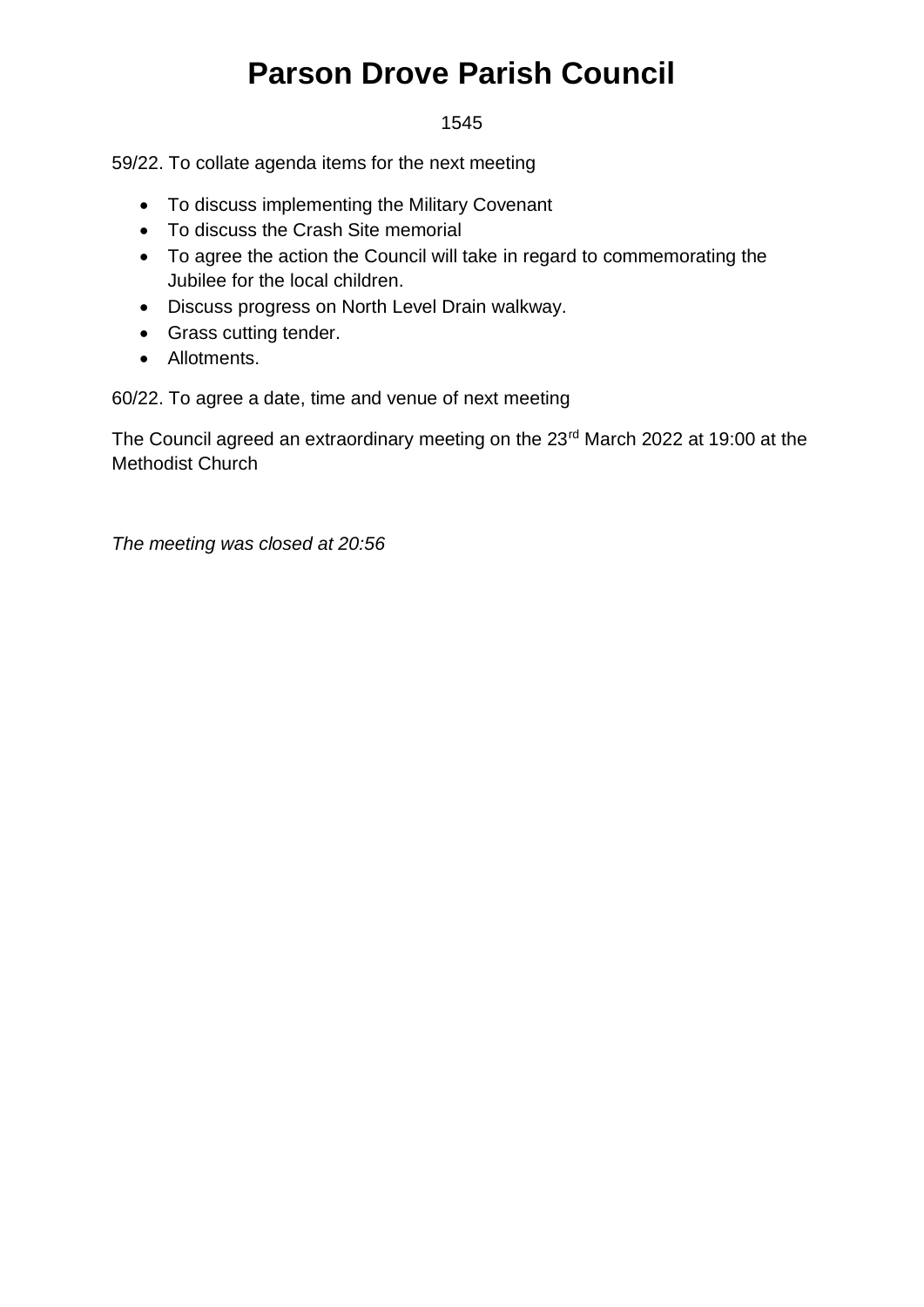# Parson Drove Parish Council

59/22. To collate agenda items for the next meeting

- To discuss implementing the Military Covenant
- To discuss the Crash Site memorial
- To agree the action the Council will take in regard to commemorating the Jubilee for the local children.
- Discuss progress on North Level Drain walkway.
- Grass cutting tender.
- Allotments.

60/22. To agree a date, time and venue of next meeting

The Council agreed an extraordinary meeting on the 23rd March 2022 at 19:00 at the Methodist Church

*The meeting was closed at 20:56*